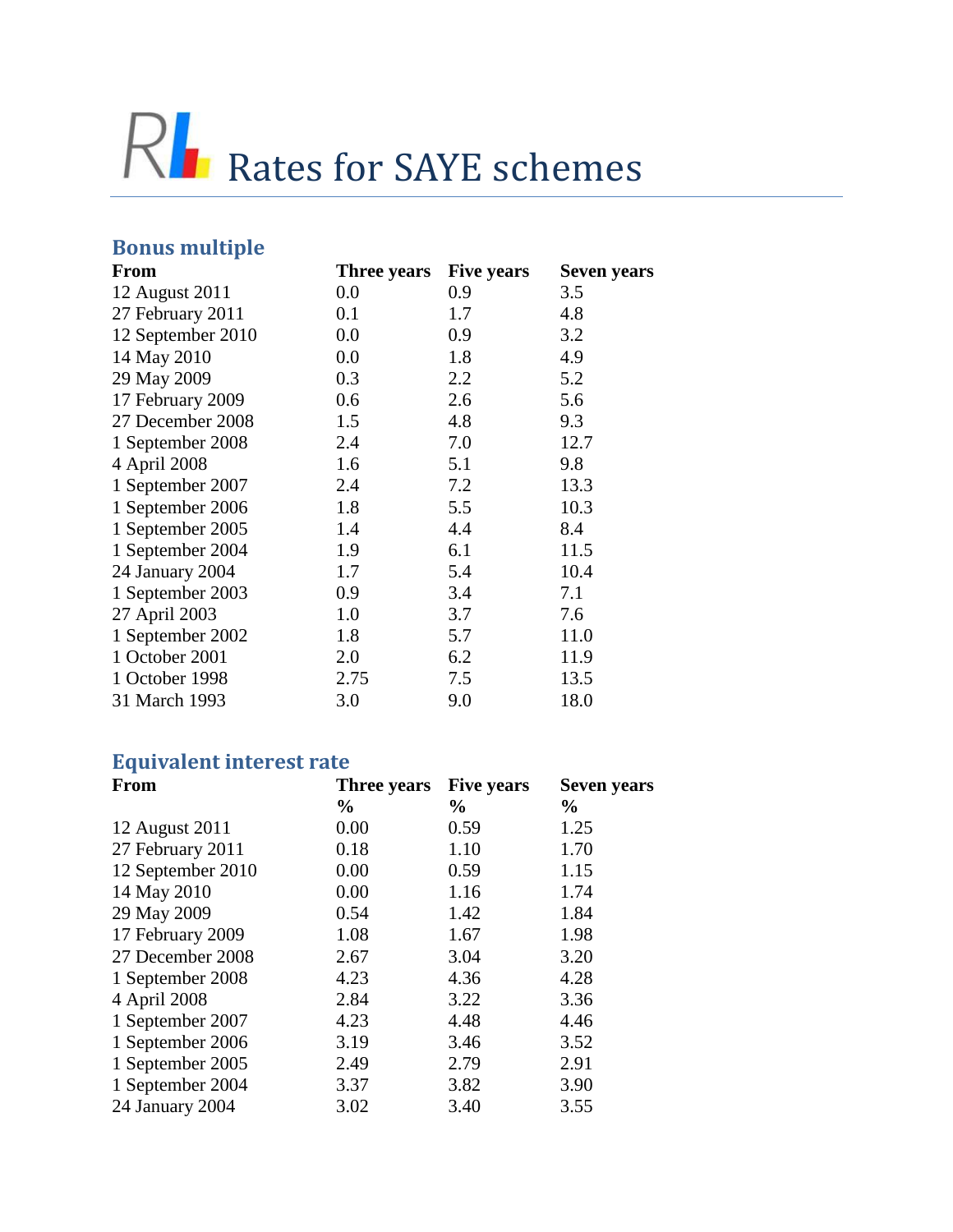# Rates for SAYE schemes

## Bonus multiple

| From | Three years | Five years | Seven years |
|---|---|---|---|
| 12 August 2011 | 0.0 | 0.9 | 3.5 |
| 27 February 2011 | 0.1 | 1.7 | 4.8 |
| 12 September 2010 | 0.0 | 0.9 | 3.2 |
| 14 May 2010 | 0.0 | 1.8 | 4.9 |
| 29 May 2009 | 0.3 | 2.2 | 5.2 |
| 17 February 2009 | 0.6 | 2.6 | 5.6 |
| 27 December 2008 | 1.5 | 4.8 | 9.3 |
| 1 September 2008 | 2.4 | 7.0 | 12.7 |
| 4 April 2008 | 1.6 | 5.1 | 9.8 |
| 1 September 2007 | 2.4 | 7.2 | 13.3 |
| 1 September 2006 | 1.8 | 5.5 | 10.3 |
| 1 September 2005 | 1.4 | 4.4 | 8.4 |
| 1 September 2004 | 1.9 | 6.1 | 11.5 |
| 24 January 2004 | 1.7 | 5.4 | 10.4 |
| 1 September 2003 | 0.9 | 3.4 | 7.1 |
| 27 April 2003 | 1.0 | 3.7 | 7.6 |
| 1 September 2002 | 1.8 | 5.7 | 11.0 |
| 1 October 2001 | 2.0 | 6.2 | 11.9 |
| 1 October 1998 | 2.75 | 7.5 | 13.5 |
| 31 March 1993 | 3.0 | 9.0 | 18.0 |

## Equivalent interest rate

| From | Three years | Five years | Seven years |
|---|---|---|---|
| | % | % | % |
| 12 August 2011 | 0.00 | 0.59 | 1.25 |
| 27 February 2011 | 0.18 | 1.10 | 1.70 |
| 12 September 2010 | 0.00 | 0.59 | 1.15 |
| 14 May 2010 | 0.00 | 1.16 | 1.74 |
| 29 May 2009 | 0.54 | 1.42 | 1.84 |
| 17 February 2009 | 1.08 | 1.67 | 1.98 |
| 27 December 2008 | 2.67 | 3.04 | 3.20 |
| 1 September 2008 | 4.23 | 4.36 | 4.28 |
| 4 April 2008 | 2.84 | 3.22 | 3.36 |
| 1 September 2007 | 4.23 | 4.48 | 4.46 |
| 1 September 2006 | 3.19 | 3.46 | 3.52 |
| 1 September 2005 | 2.49 | 2.79 | 2.91 |
| 1 September 2004 | 3.37 | 3.82 | 3.90 |
| 24 January 2004 | 3.02 | 3.40 | 3.55 |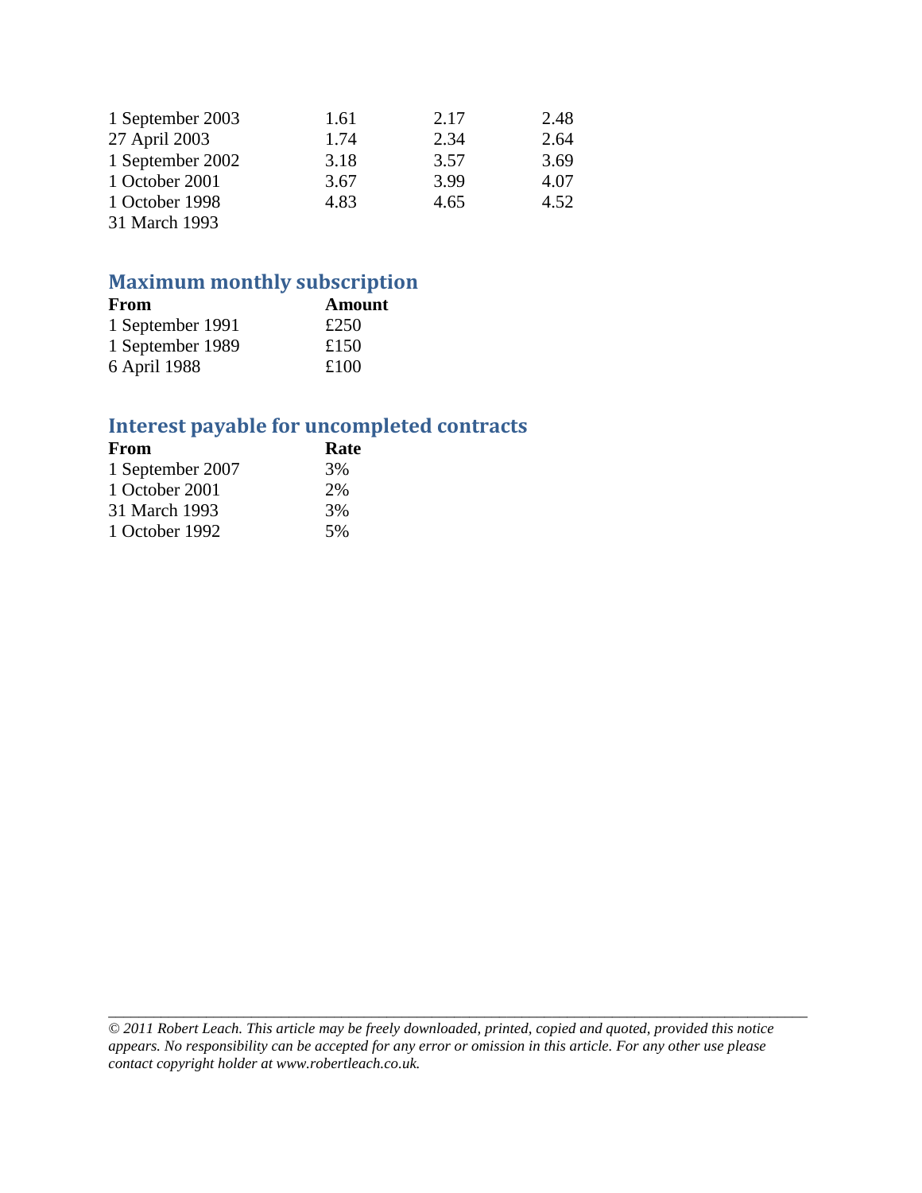| | | | |
|---|---|---|---|
| 1 September 2003 | 1.61 | 2.17 | 2.48 |
| 27 April 2003 | 1.74 | 2.34 | 2.64 |
| 1 September 2002 | 3.18 | 3.57 | 3.69 |
| 1 October 2001 | 3.67 | 3.99 | 4.07 |
| 1 October 1998 | 4.83 | 4.65 | 4.52 |
| 31 March 1993 | | | |

## Maximum monthly subscription

| From | Amount |
|---|---|
| 1 September 1991 | £250 |
| 1 September 1989 | £150 |
| 6 April 1988 | £100 |

## Interest payable for uncompleted contracts

| From | Rate |
|---|---|
| 1 September 2007 | 3% |
| 1 October 2001 | 2% |
| 31 March 1993 | 3% |
| 1 October 1992 | 5% |

*© 2011 Robert Leach. This article may be freely downloaded, printed, copied and quoted, provided this notice appears. No responsibility can be accepted for any error or omission in this article. For any other use please contact copyright holder at www.robertleach.co.uk.*